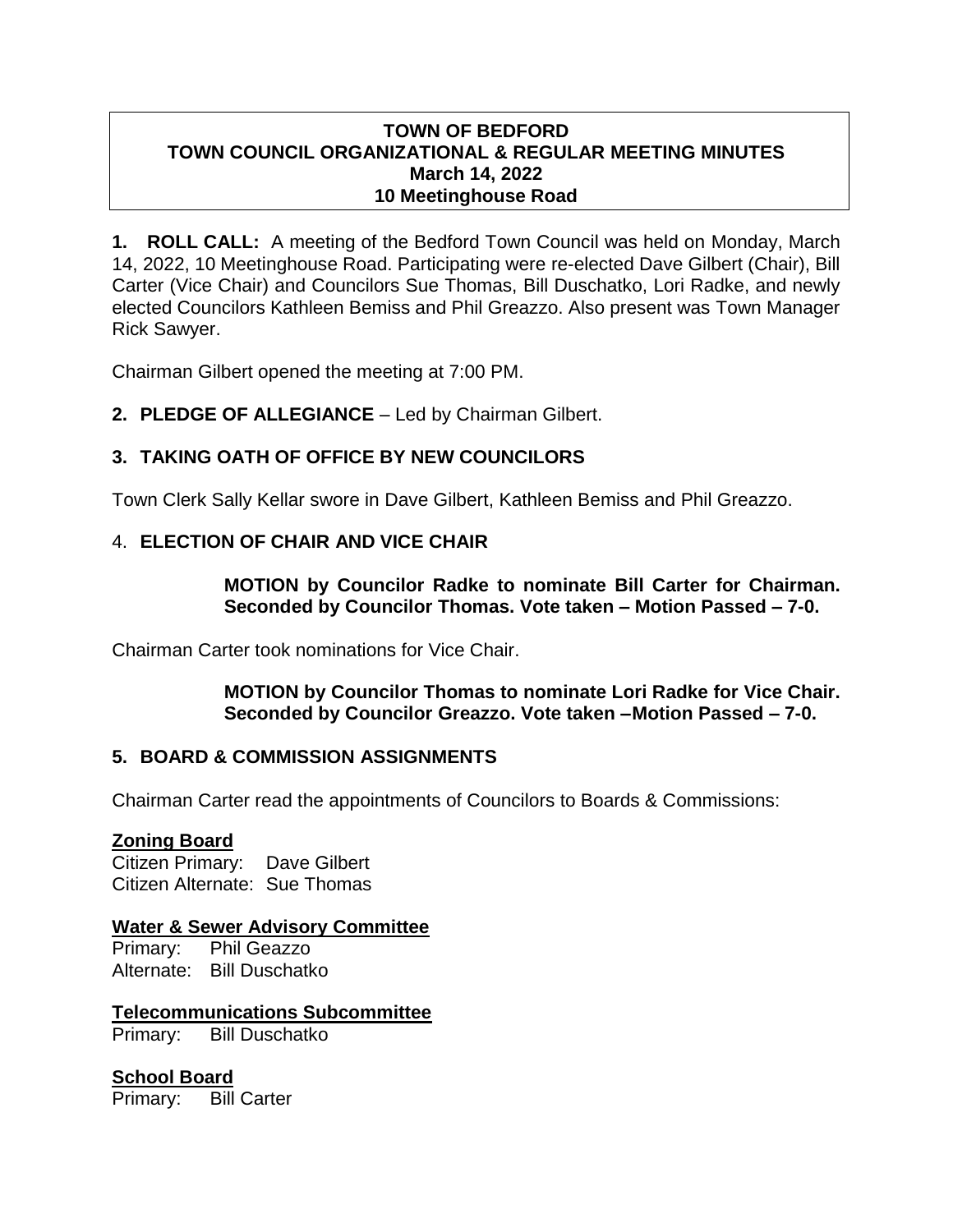**TOWN OF BEDFORD**
**TOWN COUNCIL ORGANIZATIONAL & REGULAR MEETING MINUTES**
**March 14, 2022**
**10 Meetinghouse Road**

**1. ROLL CALL:** A meeting of the Bedford Town Council was held on Monday, March 14, 2022, 10 Meetinghouse Road. Participating were re-elected Dave Gilbert (Chair), Bill Carter (Vice Chair) and Councilors Sue Thomas, Bill Duschatko, Lori Radke, and newly elected Councilors Kathleen Bemiss and Phil Greazzo. Also present was Town Manager Rick Sawyer.

Chairman Gilbert opened the meeting at 7:00 PM.

**2. PLEDGE OF ALLEGIANCE** – Led by Chairman Gilbert.

**3. TAKING OATH OF OFFICE BY NEW COUNCILORS**

Town Clerk Sally Kellar swore in Dave Gilbert, Kathleen Bemiss and Phil Greazzo.

4. **ELECTION OF CHAIR AND VICE CHAIR**

> **MOTION by Councilor Radke to nominate Bill Carter for Chairman. Seconded by Councilor Thomas. Vote taken – Motion Passed – 7-0.**

Chairman Carter took nominations for Vice Chair.

> **MOTION by Councilor Thomas to nominate Lori Radke for Vice Chair. Seconded by Councilor Greazzo. Vote taken –Motion Passed – 7-0.**

**5. BOARD & COMMISSION ASSIGNMENTS**

Chairman Carter read the appointments of Councilors to Boards & Commissions:

**Zoning Board**
Citizen Primary: Dave Gilbert
Citizen Alternate: Sue Thomas

**Water & Sewer Advisory Committee**
Primary: Phil Geazzo
Alternate: Bill Duschatko

**Telecommunications Subcommittee**
Primary: Bill Duschatko

**School Board**
Primary: Bill Carter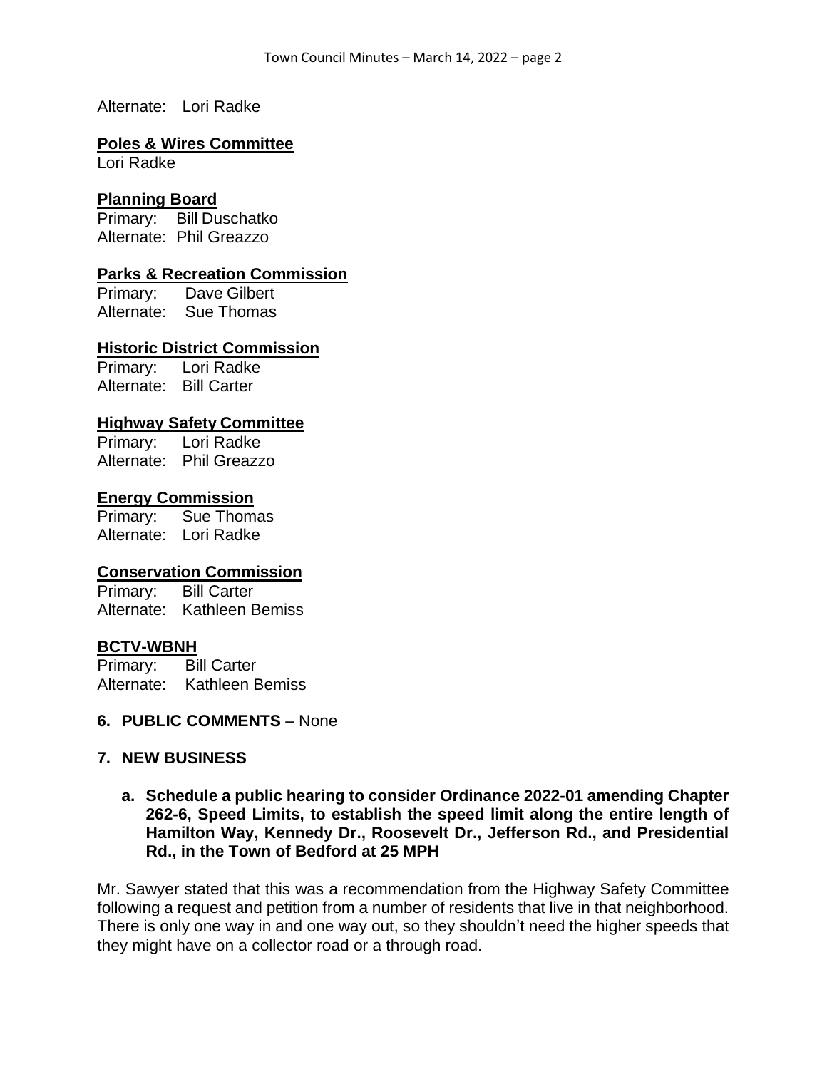Alternate: Lori Radke

**Poles & Wires Committee**
Lori Radke

**Planning Board**
Primary: Bill Duschatko
Alternate: Phil Greazzo

**Parks & Recreation Commission**
Primary: Dave Gilbert
Alternate: Sue Thomas

**Historic District Commission**
Primary: Lori Radke
Alternate: Bill Carter

**Highway Safety Committee**
Primary: Lori Radke
Alternate: Phil Greazzo

**Energy Commission**
Primary: Sue Thomas
Alternate: Lori Radke

**Conservation Commission**
Primary: Bill Carter
Alternate: Kathleen Bemiss

**BCTV-WBNH**
Primary: Bill Carter
Alternate: Kathleen Bemiss

## 6. PUBLIC COMMENTS – None

## 7. NEW BUSINESS

**a. Schedule a public hearing to consider Ordinance 2022-01 amending Chapter 262-6, Speed Limits, to establish the speed limit along the entire length of Hamilton Way, Kennedy Dr., Roosevelt Dr., Jefferson Rd., and Presidential Rd., in the Town of Bedford at 25 MPH**

Mr. Sawyer stated that this was a recommendation from the Highway Safety Committee following a request and petition from a number of residents that live in that neighborhood. There is only one way in and one way out, so they shouldn't need the higher speeds that they might have on a collector road or a through road.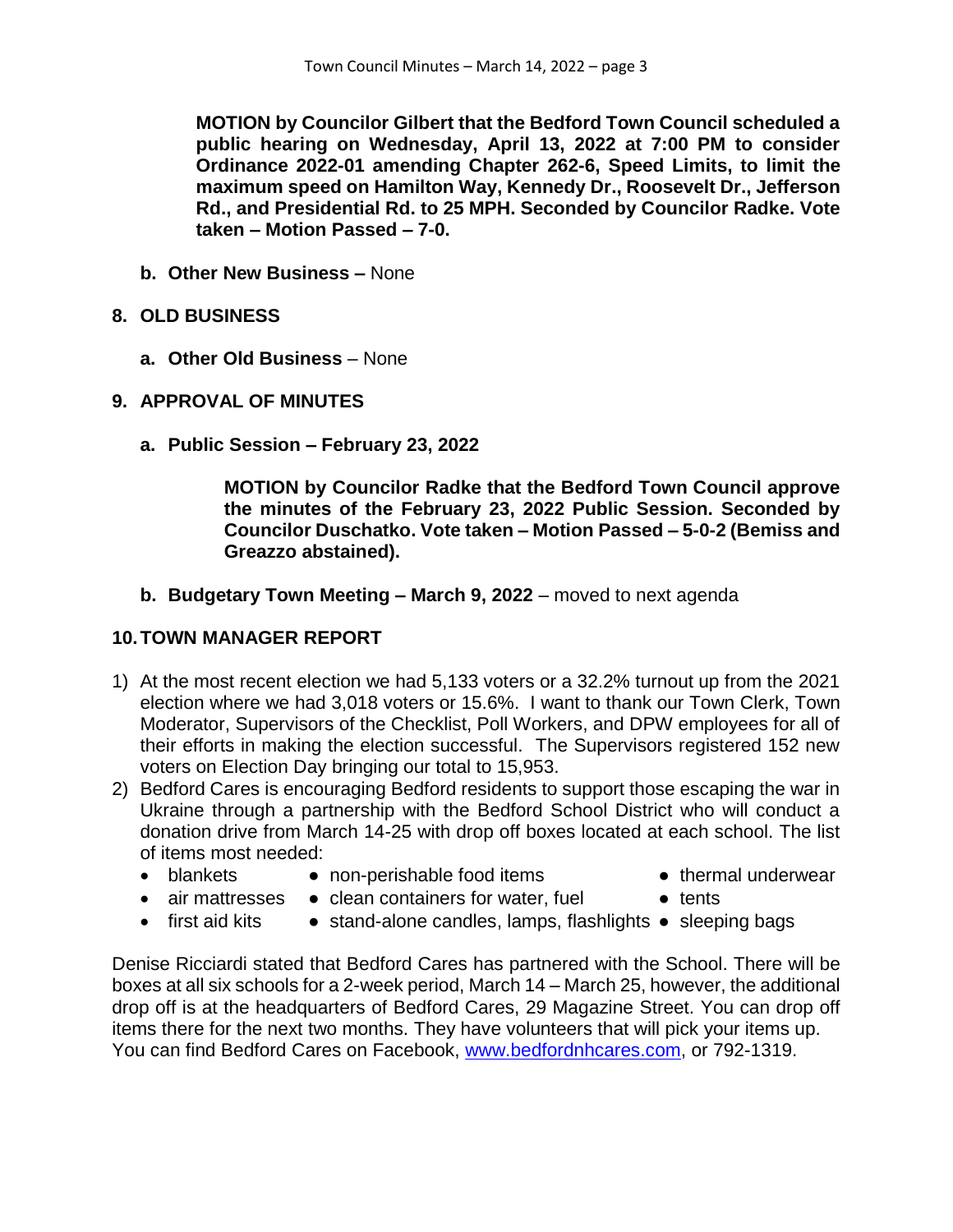**MOTION by Councilor Gilbert that the Bedford Town Council scheduled a public hearing on Wednesday, April 13, 2022 at 7:00 PM to consider Ordinance 2022-01 amending Chapter 262-6, Speed Limits, to limit the maximum speed on Hamilton Way, Kennedy Dr., Roosevelt Dr., Jefferson Rd., and Presidential Rd. to 25 MPH. Seconded by Councilor Radke. Vote taken – Motion Passed – 7-0.**

**b. Other New Business –** None

## 8. OLD BUSINESS

**a. Other Old Business** – None

## 9. APPROVAL OF MINUTES

**a. Public Session – February 23, 2022**

**MOTION by Councilor Radke that the Bedford Town Council approve the minutes of the February 23, 2022 Public Session. Seconded by Councilor Duschatko. Vote taken – Motion Passed – 5-0-2 (Bemiss and Greazzo abstained).**

**b. Budgetary Town Meeting – March 9, 2022** – moved to next agenda

## 10. TOWN MANAGER REPORT

1) At the most recent election we had 5,133 voters or a 32.2% turnout up from the 2021 election where we had 3,018 voters or 15.6%. I want to thank our Town Clerk, Town Moderator, Supervisors of the Checklist, Poll Workers, and DPW employees for all of their efforts in making the election successful. The Supervisors registered 152 new voters on Election Day bringing our total to 15,953.
2) Bedford Cares is encouraging Bedford residents to support those escaping the war in Ukraine through a partnership with the Bedford School District who will conduct a donation drive from March 14-25 with drop off boxes located at each school. The list of items most needed:
   - blankets
   - non-perishable food items
   - thermal underwear
   - air mattresses
   - clean containers for water, fuel
   - tents
   - first aid kits
   - stand-alone candles, lamps, flashlights
   - sleeping bags

Denise Ricciardi stated that Bedford Cares has partnered with the School. There will be boxes at all six schools for a 2-week period, March 14 – March 25, however, the additional drop off is at the headquarters of Bedford Cares, 29 Magazine Street. You can drop off items there for the next two months. They have volunteers that will pick your items up. You can find Bedford Cares on Facebook, www.bedfordnhcares.com, or 792-1319.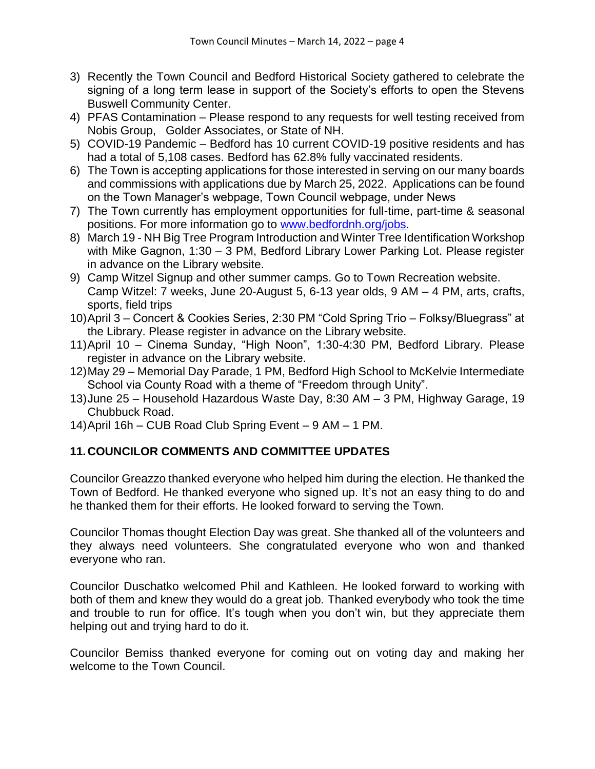3) Recently the Town Council and Bedford Historical Society gathered to celebrate the signing of a long term lease in support of the Society's efforts to open the Stevens Buswell Community Center.
4) PFAS Contamination – Please respond to any requests for well testing received from Nobis Group, Golder Associates, or State of NH.
5) COVID-19 Pandemic – Bedford has 10 current COVID-19 positive residents and has had a total of 5,108 cases. Bedford has 62.8% fully vaccinated residents.
6) The Town is accepting applications for those interested in serving on our many boards and commissions with applications due by March 25, 2022. Applications can be found on the Town Manager's webpage, Town Council webpage, under News
7) The Town currently has employment opportunities for full-time, part-time & seasonal positions. For more information go to www.bedfordnh.org/jobs.
8) March 19 - NH Big Tree Program Introduction and Winter Tree Identification Workshop with Mike Gagnon, 1:30 – 3 PM, Bedford Library Lower Parking Lot. Please register in advance on the Library website.
9) Camp Witzel Signup and other summer camps. Go to Town Recreation website. Camp Witzel: 7 weeks, June 20-August 5, 6-13 year olds, 9 AM – 4 PM, arts, crafts, sports, field trips
10) April 3 – Concert & Cookies Series, 2:30 PM "Cold Spring Trio – Folksy/Bluegrass" at the Library. Please register in advance on the Library website.
11) April 10 – Cinema Sunday, "High Noon", 1:30-4:30 PM, Bedford Library. Please register in advance on the Library website.
12) May 29 – Memorial Day Parade, 1 PM, Bedford High School to McKelvie Intermediate School via County Road with a theme of "Freedom through Unity".
13) June 25 – Household Hazardous Waste Day, 8:30 AM – 3 PM, Highway Garage, 19 Chubbuck Road.
14) April 16h – CUB Road Club Spring Event – 9 AM – 1 PM.

## 11. COUNCILOR COMMENTS AND COMMITTEE UPDATES

Councilor Greazzo thanked everyone who helped him during the election. He thanked the Town of Bedford. He thanked everyone who signed up. It's not an easy thing to do and he thanked them for their efforts. He looked forward to serving the Town.

Councilor Thomas thought Election Day was great. She thanked all of the volunteers and they always need volunteers. She congratulated everyone who won and thanked everyone who ran.

Councilor Duschatko welcomed Phil and Kathleen. He looked forward to working with both of them and knew they would do a great job. Thanked everybody who took the time and trouble to run for office. It's tough when you don't win, but they appreciate them helping out and trying hard to do it.

Councilor Bemiss thanked everyone for coming out on voting day and making her welcome to the Town Council.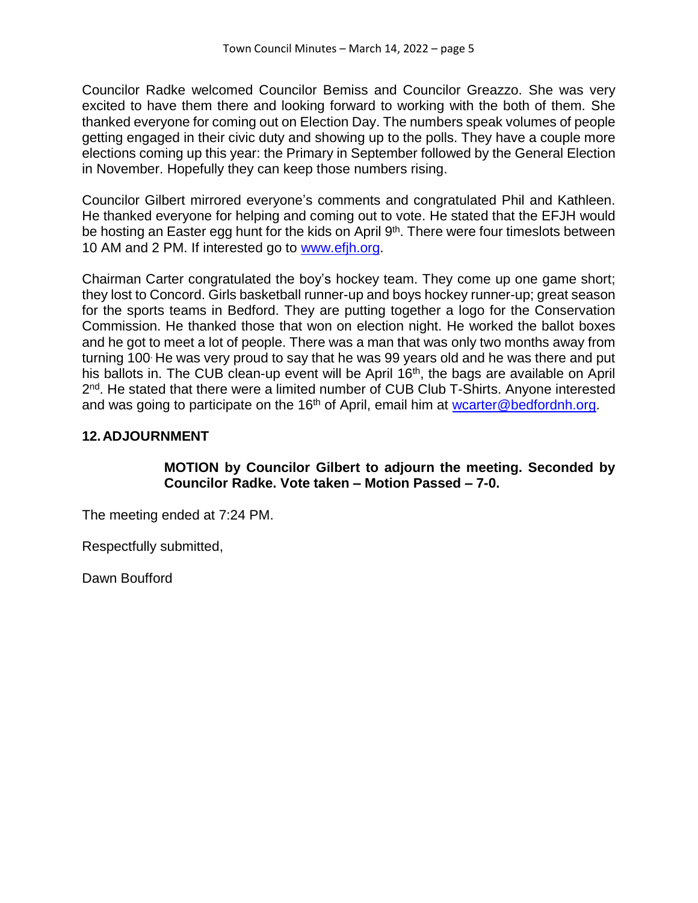Councilor Radke welcomed Councilor Bemiss and Councilor Greazzo. She was very excited to have them there and looking forward to working with the both of them. She thanked everyone for coming out on Election Day. The numbers speak volumes of people getting engaged in their civic duty and showing up to the polls. They have a couple more elections coming up this year: the Primary in September followed by the General Election in November. Hopefully they can keep those numbers rising.

Councilor Gilbert mirrored everyone's comments and congratulated Phil and Kathleen. He thanked everyone for helping and coming out to vote. He stated that the EFJH would be hosting an Easter egg hunt for the kids on April 9th. There were four timeslots between 10 AM and 2 PM. If interested go to [www.efjh.org](http://www.efjh.org).

Chairman Carter congratulated the boy's hockey team. They come up one game short; they lost to Concord. Girls basketball runner-up and boys hockey runner-up; great season for the sports teams in Bedford. They are putting together a logo for the Conservation Commission. He thanked those that won on election night. He worked the ballot boxes and he got to meet a lot of people. There was a man that was only two months away from turning 100. He was very proud to say that he was 99 years old and he was there and put his ballots in. The CUB clean-up event will be April 16th, the bags are available on April 2nd. He stated that there were a limited number of CUB Club T-Shirts. Anyone interested and was going to participate on the 16th of April, email him at [wcarter@bedfordnh.org](mailto:wcarter@bedfordnh.org).

## 12. ADJOURNMENT

> **MOTION by Councilor Gilbert to adjourn the meeting. Seconded by Councilor Radke. Vote taken – Motion Passed – 7-0.**

The meeting ended at 7:24 PM.

Respectfully submitted,

Dawn Boufford